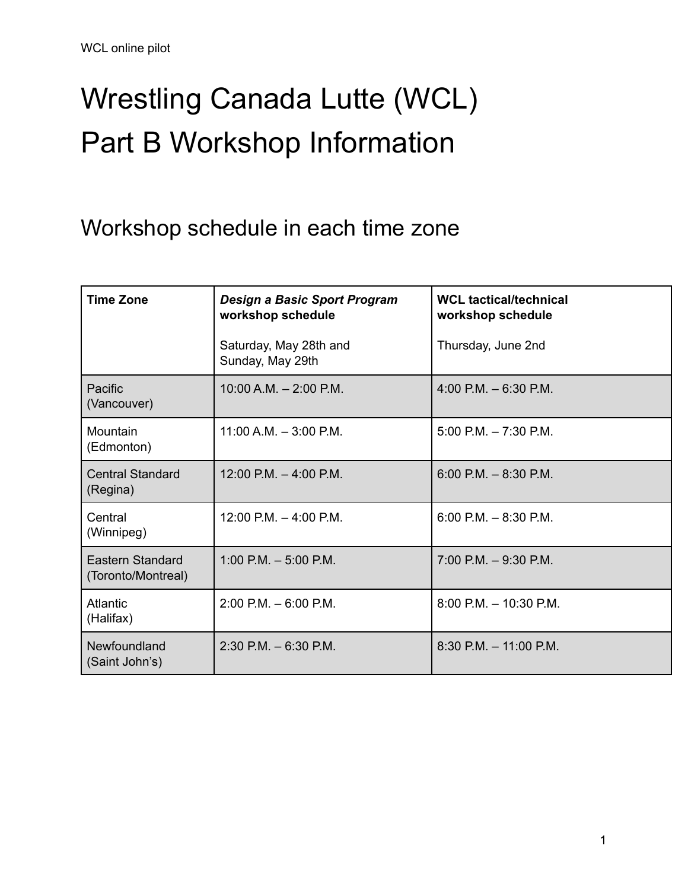# Wrestling Canada Lutte (WCL) Part B Workshop Information

## Workshop schedule in each time zone

| **Time Zone** | ***Design a Basic Sport Program* workshop schedule**<br><br>Saturday, May 28th and Sunday, May 29th | **WCL tactical/technical workshop schedule**<br><br>Thursday, June 2nd |
|---|---|---|
| Pacific (Vancouver) | 10:00 A.M. – 2:00 P.M. | 4:00 P.M. – 6:30 P.M. |
| Mountain (Edmonton) | 11:00 A.M. – 3:00 P.M. | 5:00 P.M. – 7:30 P.M. |
| Central Standard (Regina) | 12:00 P.M. – 4:00 P.M. | 6:00 P.M. – 8:30 P.M. |
| Central (Winnipeg) | 12:00 P.M. – 4:00 P.M. | 6:00 P.M. – 8:30 P.M. |
| Eastern Standard (Toronto/Montreal) | 1:00 P.M. – 5:00 P.M. | 7:00 P.M. – 9:30 P.M. |
| Atlantic (Halifax) | 2:00 P.M. – 6:00 P.M. | 8:00 P.M. – 10:30 P.M. |
| Newfoundland (Saint John's) | 2:30 P.M. – 6:30 P.M. | 8:30 P.M. – 11:00 P.M. |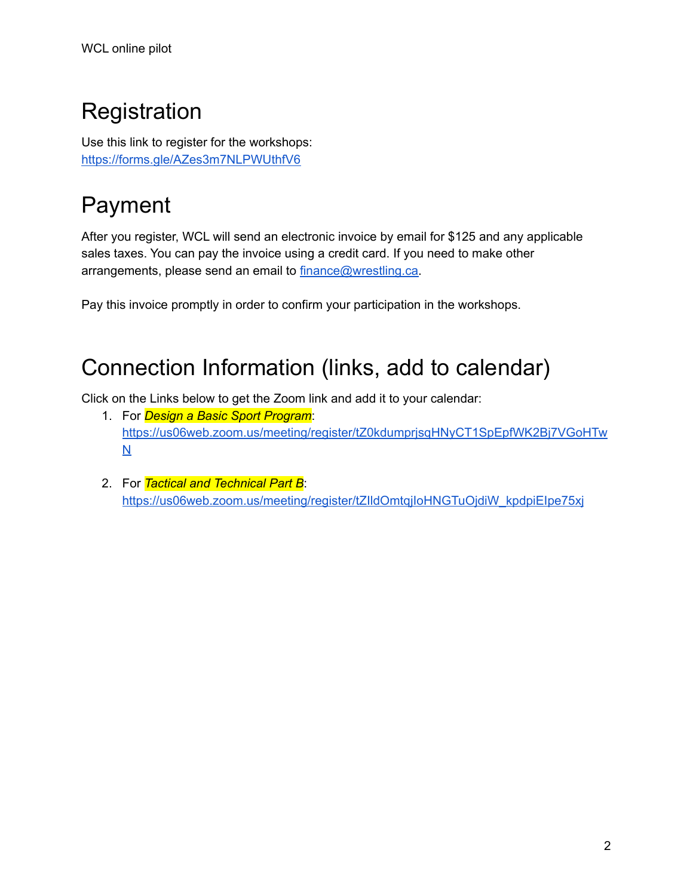# Registration

Use this link to register for the workshops:
https://forms.gle/AZes3m7NLPWUthfV6

# Payment

After you register, WCL will send an electronic invoice by email for $125 and any applicable sales taxes. You can pay the invoice using a credit card. If you need to make other arrangements, please send an email to finance@wrestling.ca.

Pay this invoice promptly in order to confirm your participation in the workshops.

# Connection Information (links, add to calendar)

Click on the Links below to get the Zoom link and add it to your calendar:

1. For *Design a Basic Sport Program*:
   https://us06web.zoom.us/meeting/register/tZ0kdumprjsqHNyCT1SpEpfWK2Bj7VGoHTwN

2. For *Tactical and Technical Part B*:
   https://us06web.zoom.us/meeting/register/tZIldOmtqjIoHNGTuOjdiW_kpdpiEIpe75xj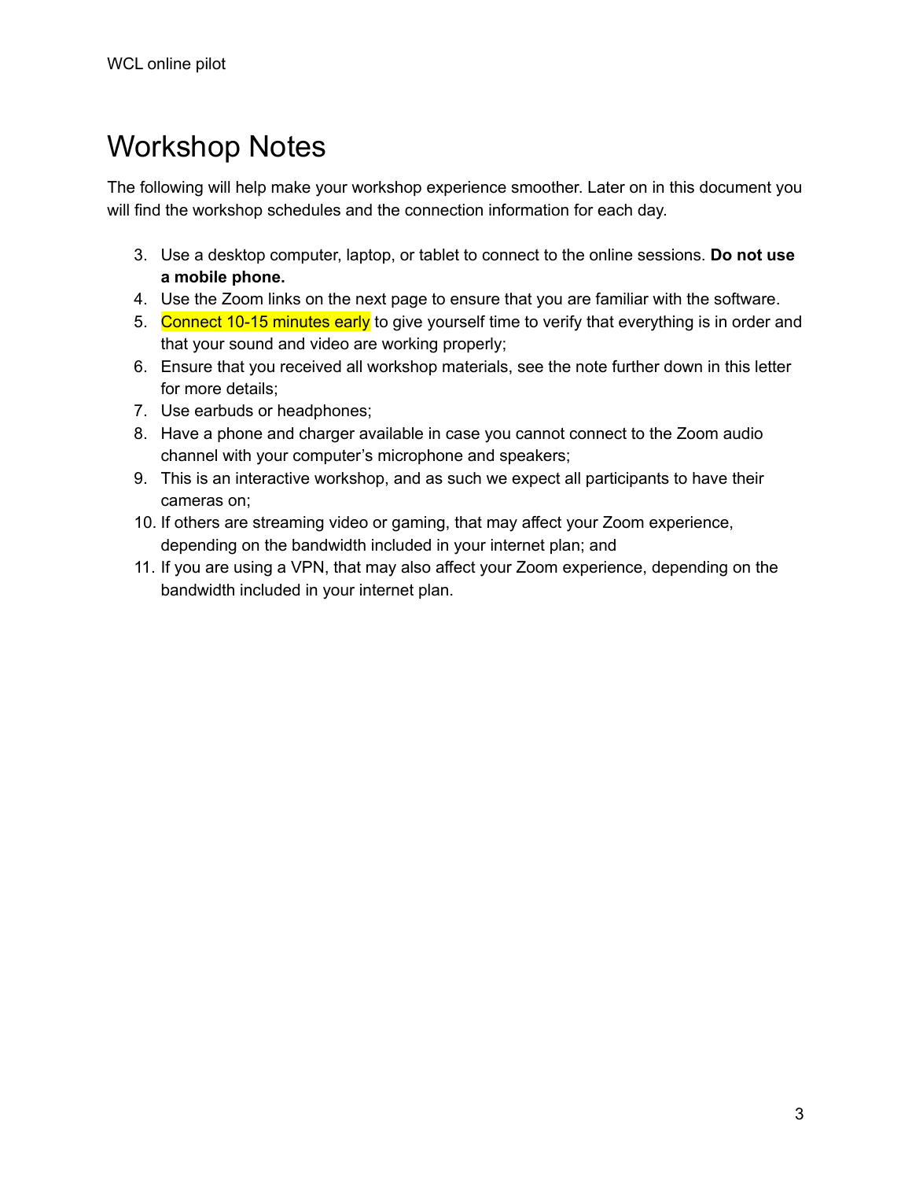# Workshop Notes

The following will help make your workshop experience smoother. Later on in this document you will find the workshop schedules and the connection information for each day.

3. Use a desktop computer, laptop, or tablet to connect to the online sessions. **Do not use a mobile phone.**
4. Use the Zoom links on the next page to ensure that you are familiar with the software.
5. Connect 10-15 minutes early to give yourself time to verify that everything is in order and that your sound and video are working properly;
6. Ensure that you received all workshop materials, see the note further down in this letter for more details;
7. Use earbuds or headphones;
8. Have a phone and charger available in case you cannot connect to the Zoom audio channel with your computer's microphone and speakers;
9. This is an interactive workshop, and as such we expect all participants to have their cameras on;
10. If others are streaming video or gaming, that may affect your Zoom experience, depending on the bandwidth included in your internet plan; and
11. If you are using a VPN, that may also affect your Zoom experience, depending on the bandwidth included in your internet plan.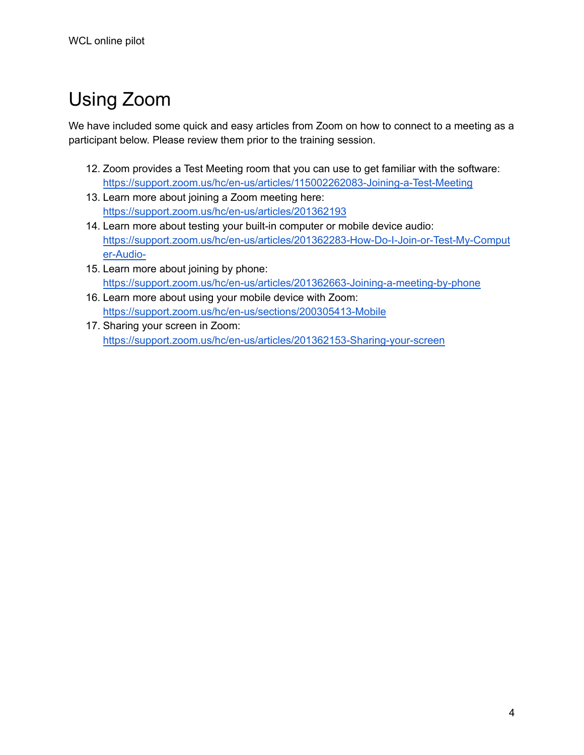# Using Zoom

We have included some quick and easy articles from Zoom on how to connect to a meeting as a participant below. Please review them prior to the training session.

12. Zoom provides a Test Meeting room that you can use to get familiar with the software: https://support.zoom.us/hc/en-us/articles/115002262083-Joining-a-Test-Meeting
13. Learn more about joining a Zoom meeting here: https://support.zoom.us/hc/en-us/articles/201362193
14. Learn more about testing your built-in computer or mobile device audio: https://support.zoom.us/hc/en-us/articles/201362283-How-Do-I-Join-or-Test-My-Computer-Audio-
15. Learn more about joining by phone: https://support.zoom.us/hc/en-us/articles/201362663-Joining-a-meeting-by-phone
16. Learn more about using your mobile device with Zoom: https://support.zoom.us/hc/en-us/sections/200305413-Mobile
17. Sharing your screen in Zoom: https://support.zoom.us/hc/en-us/articles/201362153-Sharing-your-screen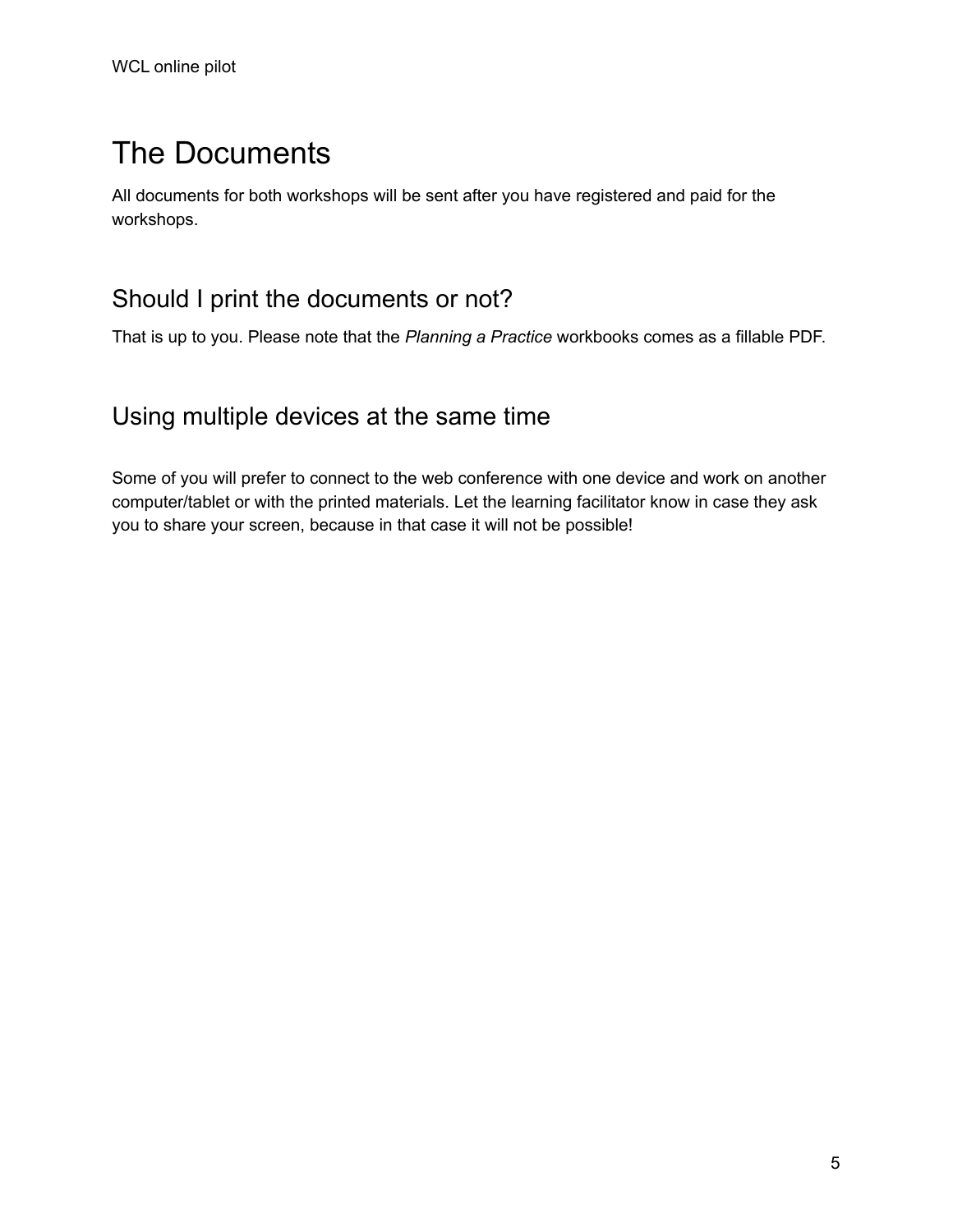# The Documents

All documents for both workshops will be sent after you have registered and paid for the workshops.

## Should I print the documents or not?

That is up to you. Please note that the *Planning a Practice* workbooks comes as a fillable PDF.

## Using multiple devices at the same time

Some of you will prefer to connect to the web conference with one device and work on another computer/tablet or with the printed materials. Let the learning facilitator know in case they ask you to share your screen, because in that case it will not be possible!